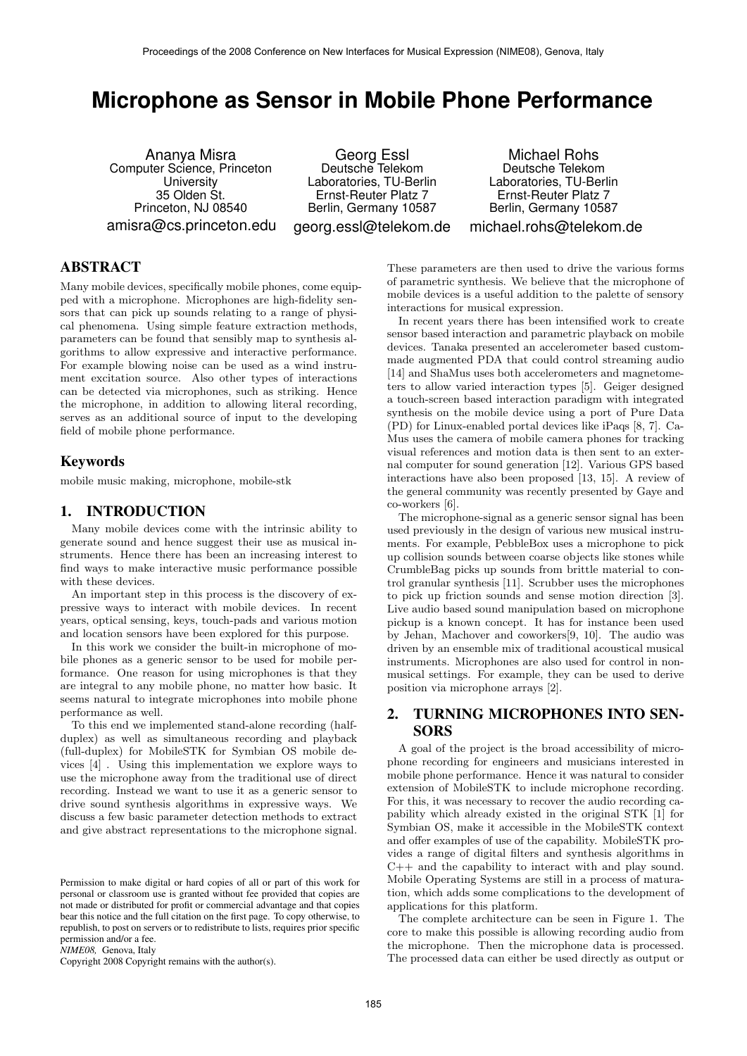# Microphone as Sensor in Mobile Phone Performance

Ananya Misra
Computer Science, Princeton University
35 Olden St.
Princeton, NJ 08540
amisra@cs.princeton.edu

Georg Essl
Deutsche Telekom Laboratories, TU-Berlin
Ernst-Reuter Platz 7
Berlin, Germany 10587
georg.essl@telekom.de

Michael Rohs
Deutsche Telekom Laboratories, TU-Berlin
Ernst-Reuter Platz 7
Berlin, Germany 10587
michael.rohs@telekom.de

## ABSTRACT

Many mobile devices, specifically mobile phones, come equipped with a microphone. Microphones are high-fidelity sensors that can pick up sounds relating to a range of physical phenomena. Using simple feature extraction methods, parameters can be found that sensibly map to synthesis algorithms to allow expressive and interactive performance. For example blowing noise can be used as a wind instrument excitation source. Also other types of interactions can be detected via microphones, such as striking. Hence the microphone, in addition to allowing literal recording, serves as an additional source of input to the developing field of mobile phone performance.

### Keywords

mobile music making, microphone, mobile-stk

## 1. INTRODUCTION

Many mobile devices come with the intrinsic ability to generate sound and hence suggest their use as musical instruments. Hence there has been an increasing interest to find ways to make interactive music performance possible with these devices.

An important step in this process is the discovery of expressive ways to interact with mobile devices. In recent years, optical sensing, keys, touch-pads and various motion and location sensors have been explored for this purpose.

In this work we consider the built-in microphone of mobile phones as a generic sensor to be used for mobile performance. One reason for using microphones is that they are integral to any mobile phone, no matter how basic. It seems natural to integrate microphones into mobile phone performance as well.

To this end we implemented stand-alone recording (half-duplex) as well as simultaneous recording and playback (full-duplex) for MobileSTK for Symbian OS mobile devices [4] . Using this implementation we explore ways to use the microphone away from the traditional use of direct recording. Instead we want to use it as a generic sensor to drive sound synthesis algorithms in expressive ways. We discuss a few basic parameter detection methods to extract and give abstract representations to the microphone signal. These parameters are then used to drive the various forms of parametric synthesis. We believe that the microphone of mobile devices is a useful addition to the palette of sensory interactions for musical expression.

In recent years there has been intensified work to create sensor based interaction and parametric playback on mobile devices. Tanaka presented an accelerometer based custom-made augmented PDA that could control streaming audio [14] and ShaMus uses both accelerometers and magnetometers to allow varied interaction types [5]. Geiger designed a touch-screen based interaction paradigm with integrated synthesis on the mobile device using a port of Pure Data (PD) for Linux-enabled portal devices like iPaqs [8, 7]. CaMus uses the camera of mobile camera phones for tracking visual references and motion data is then sent to an external computer for sound generation [12]. Various GPS based interactions have also been proposed [13, 15]. A review of the general community was recently presented by Gaye and co-workers [6].

The microphone-signal as a generic sensor signal has been used previously in the design of various new musical instruments. For example, PebbleBox uses a microphone to pick up collision sounds between coarse objects like stones while CrumbleBag picks up sounds from brittle material to control granular synthesis [11]. Scrubber uses the microphones to pick up friction sounds and sense motion direction [3]. Live audio based sound manipulation based on microphone pickup is a known concept. It has for instance been used by Jehan, Machover and coworkers[9, 10]. The audio was driven by an ensemble mix of traditional acoustical musical instruments. Microphones are also used for control in non-musical settings. For example, they can be used to derive position via microphone arrays [2].

## 2. TURNING MICROPHONES INTO SENSORS

A goal of the project is the broad accessibility of microphone recording for engineers and musicians interested in mobile phone performance. Hence it was natural to consider extension of MobileSTK to include microphone recording. For this, it was necessary to recover the audio recording capability which already existed in the original STK [1] for Symbian OS, make it accessible in the MobileSTK context and offer examples of use of the capability. MobileSTK provides a range of digital filters and synthesis algorithms in C++ and the capability to interact with and play sound. Mobile Operating Systems are still in a process of maturation, which adds some complications to the development of applications for this platform.

The complete architecture can be seen in Figure 1. The core to make this possible is allowing recording audio from the microphone. Then the microphone data is processed. The processed data can either be used directly as output or

Permission to make digital or hard copies of all or part of this work for personal or classroom use is granted without fee provided that copies are not made or distributed for profit or commercial advantage and that copies bear this notice and the full citation on the first page. To copy otherwise, to republish, to post on servers or to redistribute to lists, requires prior specific permission and/or a fee.
*NIME08,* Genova, Italy
Copyright 2008 Copyright remains with the author(s).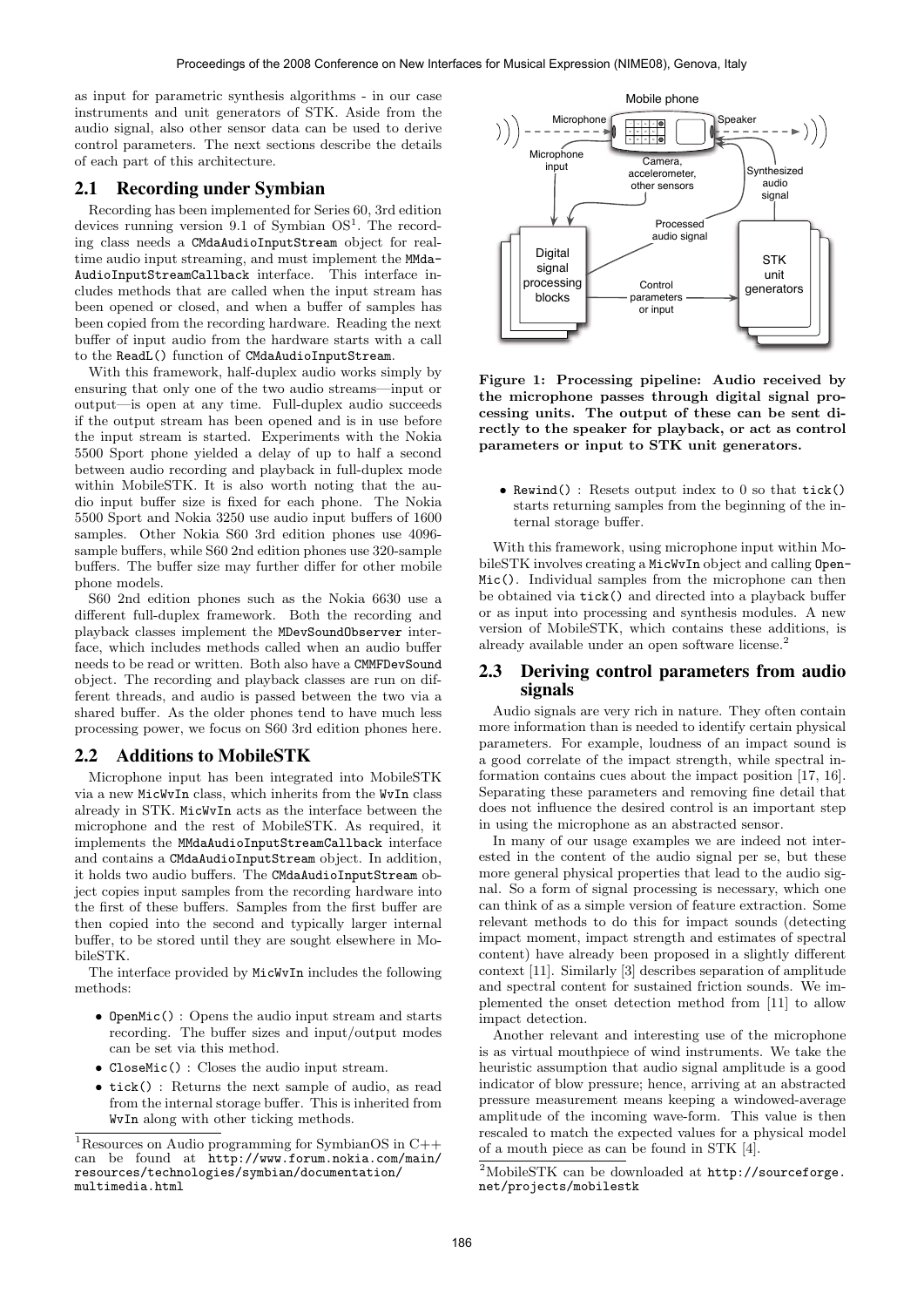as input for parametric synthesis algorithms - in our case instruments and unit generators of STK. Aside from the audio signal, also other sensor data can be used to derive control parameters. The next sections describe the details of each part of this architecture.

## 2.1 Recording under Symbian

Recording has been implemented for Series 60, 3rd edition devices running version 9.1 of Symbian OS[1]. The recording class needs a CMdaAudioInputStream object for real-time audio input streaming, and must implement the MMdaAudioInputStreamCallback interface. This interface includes methods that are called when the input stream has been opened or closed, and when a buffer of samples has been copied from the recording hardware. Reading the next buffer of input audio from the hardware starts with a call to the ReadL() function of CMdaAudioInputStream.

With this framework, half-duplex audio works simply by ensuring that only one of the two audio streams—input or output—is open at any time. Full-duplex audio succeeds if the output stream has been opened and is in use before the input stream is started. Experiments with the Nokia 5500 Sport phone yielded a delay of up to half a second between audio recording and playback in full-duplex mode within MobileSTK. It is also worth noting that the audio input buffer size is fixed for each phone. The Nokia 5500 Sport and Nokia 3250 use audio input buffers of 1600 samples. Other Nokia S60 3rd edition phones use 4096-sample buffers, while S60 2nd edition phones use 320-sample buffers. The buffer size may further differ for other mobile phone models.

S60 2nd edition phones such as the Nokia 6630 use a different full-duplex framework. Both the recording and playback classes implement the MDevSoundObserver interface, which includes methods called when an audio buffer needs to be read or written. Both also have a CMMFDevSound object. The recording and playback classes are run on different threads, and audio is passed between the two via a shared buffer. As the older phones tend to have much less processing power, we focus on S60 3rd edition phones here.

## 2.2 Additions to MobileSTK

Microphone input has been integrated into MobileSTK via a new MicWvIn class, which inherits from the WvIn class already in STK. MicWvIn acts as the interface between the microphone and the rest of MobileSTK. As required, it implements the MMdaAudioInputStreamCallback interface and contains a CMdaAudioInputStream object. In addition, it holds two audio buffers. The CMdaAudioInputStream object copies input samples from the recording hardware into the first of these buffers. Samples from the first buffer are then copied into the second and typically larger internal buffer, to be stored until they are sought elsewhere in MobileSTK.

The interface provided by MicWvIn includes the following methods:

- OpenMic() : Opens the audio input stream and starts recording. The buffer sizes and input/output modes can be set via this method.
- CloseMic() : Closes the audio input stream.
- tick() : Returns the next sample of audio, as read from the internal storage buffer. This is inherited from WvIn along with other ticking methods.
- Rewind() : Resets output index to 0 so that tick() starts returning samples from the beginning of the internal storage buffer.

**Figure 1: Processing pipeline: Audio received by the microphone passes through digital signal processing units. The output of these can be sent directly to the speaker for playback, or act as control parameters or input to STK unit generators.**

With this framework, using microphone input within MobileSTK involves creating a MicWvIn object and calling OpenMic(). Individual samples from the microphone can then be obtained via tick() and directed into a playback buffer or as input into processing and synthesis modules. A new version of MobileSTK, which contains these additions, is already available under an open software license.[2]

## 2.3 Deriving control parameters from audio signals

Audio signals are very rich in nature. They often contain more information than is needed to identify certain physical parameters. For example, loudness of an impact sound is a good correlate of the impact strength, while spectral information contains cues about the impact position [17, 16]. Separating these parameters and removing fine detail that does not influence the desired control is an important step in using the microphone as an abstracted sensor.

In many of our usage examples we are indeed not interested in the content of the audio signal per se, but these more general physical properties that lead to the audio signal. So a form of signal processing is necessary, which one can think of as a simple version of feature extraction. Some relevant methods to do this for impact sounds (detecting impact moment, impact strength and estimates of spectral content) have already been proposed in a slightly different context [11]. Similarly [3] describes separation of amplitude and spectral content for sustained friction sounds. We implemented the onset detection method from [11] to allow impact detection.

Another relevant and interesting use of the microphone is as virtual mouthpiece of wind instruments. We take the heuristic assumption that audio signal amplitude is a good indicator of blow pressure; hence, arriving at an abstracted pressure measurement means keeping a windowed-average amplitude of the incoming wave-form. This value is then rescaled to match the expected values for a physical model of a mouth piece as can be found in STK [4].

[1] Resources on Audio programming for SymbianOS in C++ can be found at http://www.forum.nokia.com/main/resources/technologies/symbian/documentation/multimedia.html

[2] MobileSTK can be downloaded at http://sourceforge.net/projects/mobilestk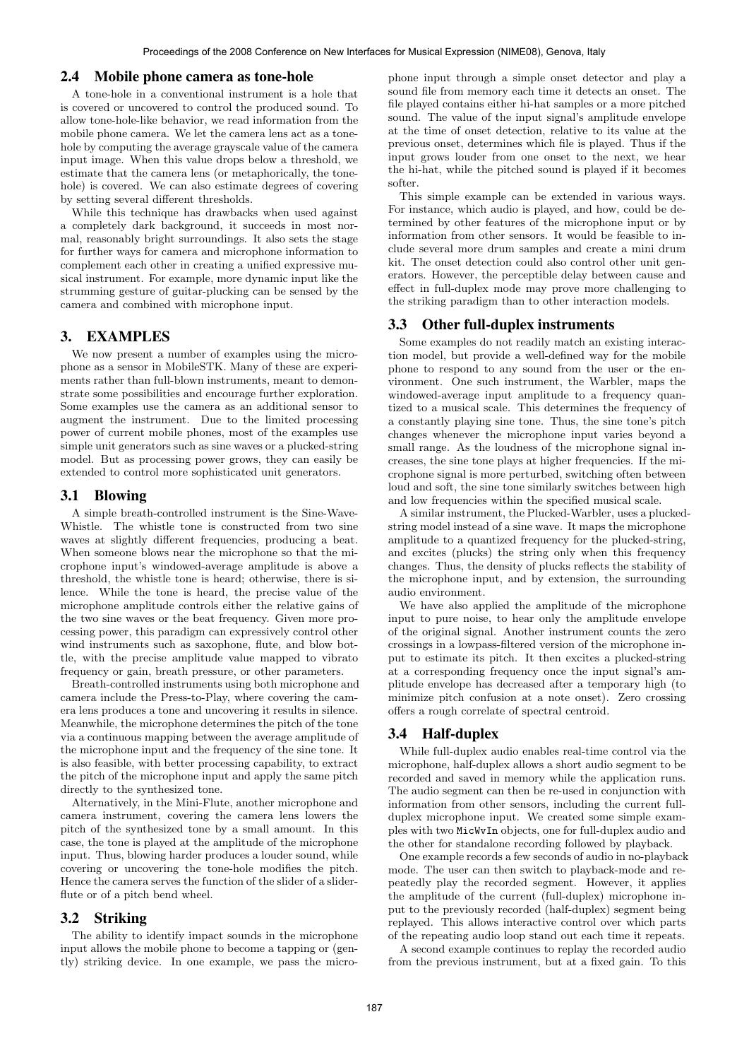### 2.4 Mobile phone camera as tone-hole

A tone-hole in a conventional instrument is a hole that is covered or uncovered to control the produced sound. To allow tone-hole-like behavior, we read information from the mobile phone camera. We let the camera lens act as a tone-hole by computing the average grayscale value of the camera input image. When this value drops below a threshold, we estimate that the camera lens (or metaphorically, the tone-hole) is covered. We can also estimate degrees of covering by setting several different thresholds.

While this technique has drawbacks when used against a completely dark background, it succeeds in most normal, reasonably bright surroundings. It also sets the stage for further ways for camera and microphone information to complement each other in creating a unified expressive musical instrument. For example, more dynamic input like the strumming gesture of guitar-plucking can be sensed by the camera and combined with microphone input.

## 3. EXAMPLES

We now present a number of examples using the microphone as a sensor in MobileSTK. Many of these are experiments rather than full-blown instruments, meant to demonstrate some possibilities and encourage further exploration. Some examples use the camera as an additional sensor to augment the instrument. Due to the limited processing power of current mobile phones, most of the examples use simple unit generators such as sine waves or a plucked-string model. But as processing power grows, they can easily be extended to control more sophisticated unit generators.

### 3.1 Blowing

A simple breath-controlled instrument is the Sine-Wave-Whistle. The whistle tone is constructed from two sine waves at slightly different frequencies, producing a beat. When someone blows near the microphone so that the microphone input's windowed-average amplitude is above a threshold, the whistle tone is heard; otherwise, there is silence. While the tone is heard, the precise value of the microphone amplitude controls either the relative gains of the two sine waves or the beat frequency. Given more processing power, this paradigm can expressively control other wind instruments such as saxophone, flute, and blow bottle, with the precise amplitude value mapped to vibrato frequency or gain, breath pressure, or other parameters.

Breath-controlled instruments using both microphone and camera include the Press-to-Play, where covering the camera lens produces a tone and uncovering it results in silence. Meanwhile, the microphone determines the pitch of the tone via a continuous mapping between the average amplitude of the microphone input and the frequency of the sine tone. It is also feasible, with better processing capability, to extract the pitch of the microphone input and apply the same pitch directly to the synthesized tone.

Alternatively, in the Mini-Flute, another microphone and camera instrument, covering the camera lens lowers the pitch of the synthesized tone by a small amount. In this case, the tone is played at the amplitude of the microphone input. Thus, blowing harder produces a louder sound, while covering or uncovering the tone-hole modifies the pitch. Hence the camera serves the function of the slider of a slider-flute or of a pitch bend wheel.

### 3.2 Striking

The ability to identify impact sounds in the microphone input allows the mobile phone to become a tapping or (gently) striking device. In one example, we pass the microphone input through a simple onset detector and play a sound file from memory each time it detects an onset. The file played contains either hi-hat samples or a more pitched sound. The value of the input signal's amplitude envelope at the time of onset detection, relative to its value at the previous onset, determines which file is played. Thus if the input grows louder from one onset to the next, we hear the hi-hat, while the pitched sound is played if it becomes softer.

This simple example can be extended in various ways. For instance, which audio is played, and how, could be determined by other features of the microphone input or by information from other sensors. It would be feasible to include several more drum samples and create a mini drum kit. The onset detection could also control other unit generators. However, the perceptible delay between cause and effect in full-duplex mode may prove more challenging to the striking paradigm than to other interaction models.

### 3.3 Other full-duplex instruments

Some examples do not readily match an existing interaction model, but provide a well-defined way for the mobile phone to respond to any sound from the user or the environment. One such instrument, the Warbler, maps the windowed-average input amplitude to a frequency quantized to a musical scale. This determines the frequency of a constantly playing sine tone. Thus, the sine tone's pitch changes whenever the microphone input varies beyond a small range. As the loudness of the microphone signal increases, the sine tone plays at higher frequencies. If the microphone signal is more perturbed, switching often between loud and soft, the sine tone similarly switches between high and low frequencies within the specified musical scale.

A similar instrument, the Plucked-Warbler, uses a plucked-string model instead of a sine wave. It maps the microphone amplitude to a quantized frequency for the plucked-string, and excites (plucks) the string only when this frequency changes. Thus, the density of plucks reflects the stability of the microphone input, and by extension, the surrounding audio environment.

We have also applied the amplitude of the microphone input to pure noise, to hear only the amplitude envelope of the original signal. Another instrument counts the zero crossings in a lowpass-filtered version of the microphone input to estimate its pitch. It then excites a plucked-string at a corresponding frequency once the input signal's amplitude envelope has decreased after a temporary high (to minimize pitch confusion at a note onset). Zero crossing offers a rough correlate of spectral centroid.

### 3.4 Half-duplex

While full-duplex audio enables real-time control via the microphone, half-duplex allows a short audio segment to be recorded and saved in memory while the application runs. The audio segment can then be re-used in conjunction with information from other sensors, including the current full-duplex microphone input. We created some simple examples with two `MicWvIn` objects, one for full-duplex audio and the other for standalone recording followed by playback.

One example records a few seconds of audio in no-playback mode. The user can then switch to playback-mode and repeatedly play the recorded segment. However, it applies the amplitude of the current (full-duplex) microphone input to the previously recorded (half-duplex) segment being replayed. This allows interactive control over which parts of the repeating audio loop stand out each time it repeats.

A second example continues to replay the recorded audio from the previous instrument, but at a fixed gain. To this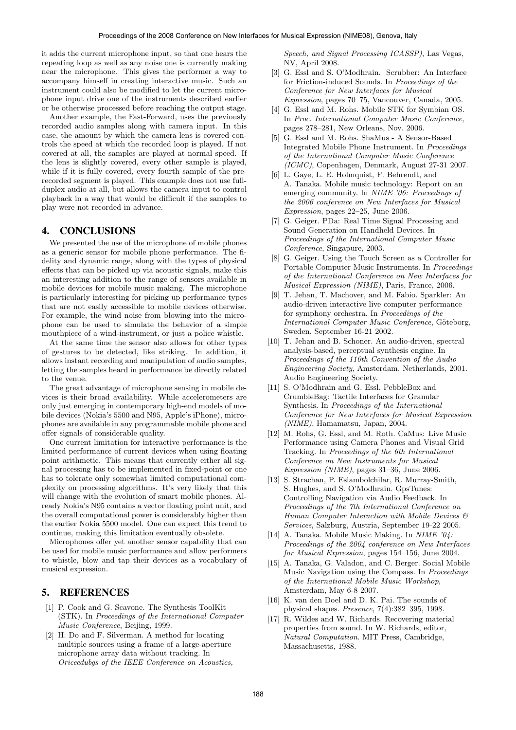it adds the current microphone input, so that one hears the repeating loop as well as any noise one is currently making near the microphone. This gives the performer a way to accompany himself in creating interactive music. Such an instrument could also be modified to let the current microphone input drive one of the instruments described earlier or be otherwise processed before reaching the output stage.

Another example, the Fast-Forward, uses the previously recorded audio samples along with camera input. In this case, the amount by which the camera lens is covered controls the speed at which the recorded loop is played. If not covered at all, the samples are played at normal speed. If the lens is slightly covered, every other sample is played, while if it is fully covered, every fourth sample of the prerecorded segment is played. This example does not use full-duplex audio at all, but allows the camera input to control playback in a way that would be difficult if the samples to play were not recorded in advance.

## 4. CONCLUSIONS

We presented the use of the microphone of mobile phones as a generic sensor for mobile phone performance. The fidelity and dynamic range, along with the types of physical effects that can be picked up via acoustic signals, make this an interesting addition to the range of sensors available in mobile devices for mobile music making. The microphone is particularly interesting for picking up performance types that are not easily accessible to mobile devices otherwise. For example, the wind noise from blowing into the microphone can be used to simulate the behavior of a simple mouthpiece of a wind-instrument, or just a police whistle.

At the same time the sensor also allows for other types of gestures to be detected, like striking. In addition, it allows instant recording and manipulation of audio samples, letting the samples heard in performance be directly related to the venue.

The great advantage of microphone sensing in mobile devices is their broad availability. While accelerometers are only just emerging in contemporary high-end models of mobile devices (Nokia's 5500 and N95, Apple's iPhone), microphones are available in any programmable mobile phone and offer signals of considerable quality.

One current limitation for interactive performance is the limited performance of current devices when using floating point arithmetic. This means that currently either all signal processing has to be implemented in fixed-point or one has to tolerate only somewhat limited computational complexity on processing algorithms. It's very likely that this will change with the evolution of smart mobile phones. Already Nokia's N95 contains a vector floating point unit, and the overall computational power is considerably higher than the earlier Nokia 5500 model. One can expect this trend to continue, making this limitation eventually obsolete.

Microphones offer yet another sensor capability that can be used for mobile music performance and allow performers to whistle, blow and tap their devices as a vocabulary of musical expression.

## 5. REFERENCES

[1] P. Cook and G. Scavone. The Synthesis ToolKit (STK). In *Proceedings of the International Computer Music Conference*, Beijing, 1999.

[2] H. Do and F. Silverman. A method for locating multiple sources using a frame of a large-aperture microphone array data without tracking. In *Oriceedubgs of the IEEE Conference on Acoustics, Speech, and Signal Processing ICASSP)*, Las Vegas, NV, April 2008.

[3] G. Essl and S. O'Modhrain. Scrubber: An Interface for Friction-induced Sounds. In *Proceedings of the Conference for New Interfaces for Musical Expression*, pages 70–75, Vancouver, Canada, 2005.

[4] G. Essl and M. Rohs. Mobile STK for Symbian OS. In *Proc. International Computer Music Conference*, pages 278–281, New Orleans, Nov. 2006.

[5] G. Essl and M. Rohs. ShaMus - A Sensor-Based Integrated Mobile Phone Instrument. In *Proceedings of the International Computer Music Conference (ICMC)*, Copenhagen, Denmark, August 27-31 2007.

[6] L. Gaye, L. E. Holmquist, F. Behrendt, and A. Tanaka. Mobile music technology: Report on an emerging community. In *NIME '06: Proceedings of the 2006 conference on New Interfaces for Musical Expression*, pages 22–25, June 2006.

[7] G. Geiger. PDa: Real Time Signal Processing and Sound Generation on Handheld Devices. In *Proceedings of the International Computer Music Conference*, Singapure, 2003.

[8] G. Geiger. Using the Touch Screen as a Controller for Portable Computer Music Instruments. In *Proceedings of the International Conference on New Interfaces for Musical Expression (NIME)*, Paris, France, 2006.

[9] T. Jehan, T. Machover, and M. Fabio. Sparkler: An audio-driven interactive live computer performance for symphony orchestra. In *Proceedings of the International Computer Music Conference*, Göteborg, Sweden, September 16-21 2002.

[10] T. Jehan and B. Schoner. An audio-driven, spectral analysis-based, perceptual synthesis engine. In *Proceedings of the 110th Convention of the Audio Engineering Society*, Amsterdam, Netherlands, 2001. Audio Engineering Society.

[11] S. O'Modhrain and G. Essl. PebbleBox and CrumbleBag: Tactile Interfaces for Granular Synthesis. In *Proceedings of the International Conference for New Interfaces for Musical Expression (NIME)*, Hamamatsu, Japan, 2004.

[12] M. Rohs, G. Essl, and M. Roth. CaMus: Live Music Performance using Camera Phones and Visual Grid Tracking. In *Proceedings of the 6th International Conference on New Instruments for Musical Expression (NIME)*, pages 31–36, June 2006.

[13] S. Strachan, P. Eslambolchilar, R. Murray-Smith, S. Hughes, and S. O'Modhrain. GpsTunes: Controlling Navigation via Audio Feedback. In *Proceedings of the 7th International Conference on Human Computer Interaction with Mobile Devices & Services*, Salzburg, Austria, September 19-22 2005.

[14] A. Tanaka. Mobile Music Making. In *NIME '04: Proceedings of the 2004 conference on New Interfaces for Musical Expression*, pages 154–156, June 2004.

[15] A. Tanaka, G. Valadon, and C. Berger. Social Mobile Music Navigation using the Compass. In *Proceedings of the International Mobile Music Workshop*, Amsterdam, May 6-8 2007.

[16] K. van den Doel and D. K. Pai. The sounds of physical shapes. *Presence*, 7(4):382–395, 1998.

[17] R. Wildes and W. Richards. Recovering material properties from sound. In W. Richards, editor, *Natural Computation*. MIT Press, Cambridge, Massachusetts, 1988.